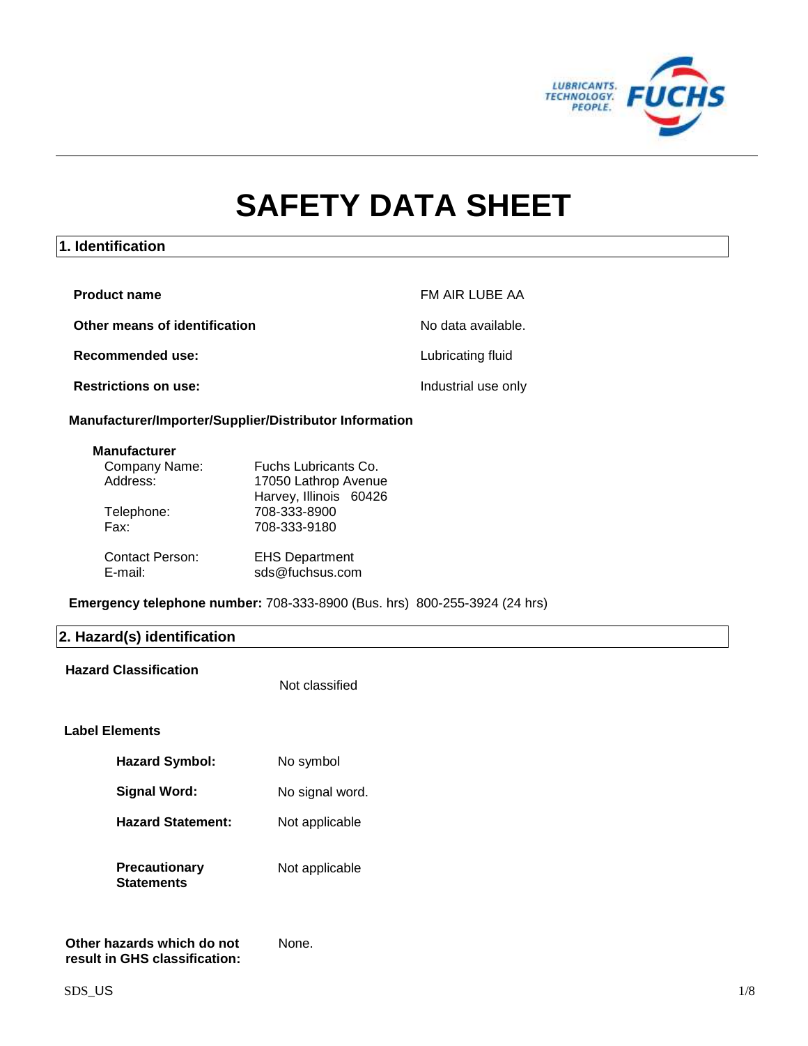# SAFETY DATA SHEET

## 1. Identification

**Product name** FM AIR LUBE AA

**Other means of identification** No data available.

**Recommended use:** Lubricating fluid

**Restrictions on use:** Industrial use only

**Manufacturer/Importer/Supplier/Distributor Information**

**Manufacturer**

| | |
|---|---|
| Company Name: | Fuchs Lubricants Co. |
| Address: | 17050 Lathrop Avenue<br>Harvey, Illinois 60426 |
| Telephone: | 708-333-8900 |
| Fax: | 708-333-9180 |
| Contact Person: | EHS Department |
| E-mail: | sds@fuchsus.com |

**Emergency telephone number:** 708-333-8900 (Bus. hrs) 800-255-3924 (24 hrs)

## 2. Hazard(s) identification

**Hazard Classification** Not classified

**Label Elements**

**Hazard Symbol:** No symbol

**Signal Word:** No signal word.

**Hazard Statement:** Not applicable

**Precautionary Statements** Not applicable

**Other hazards which do not result in GHS classification:** None.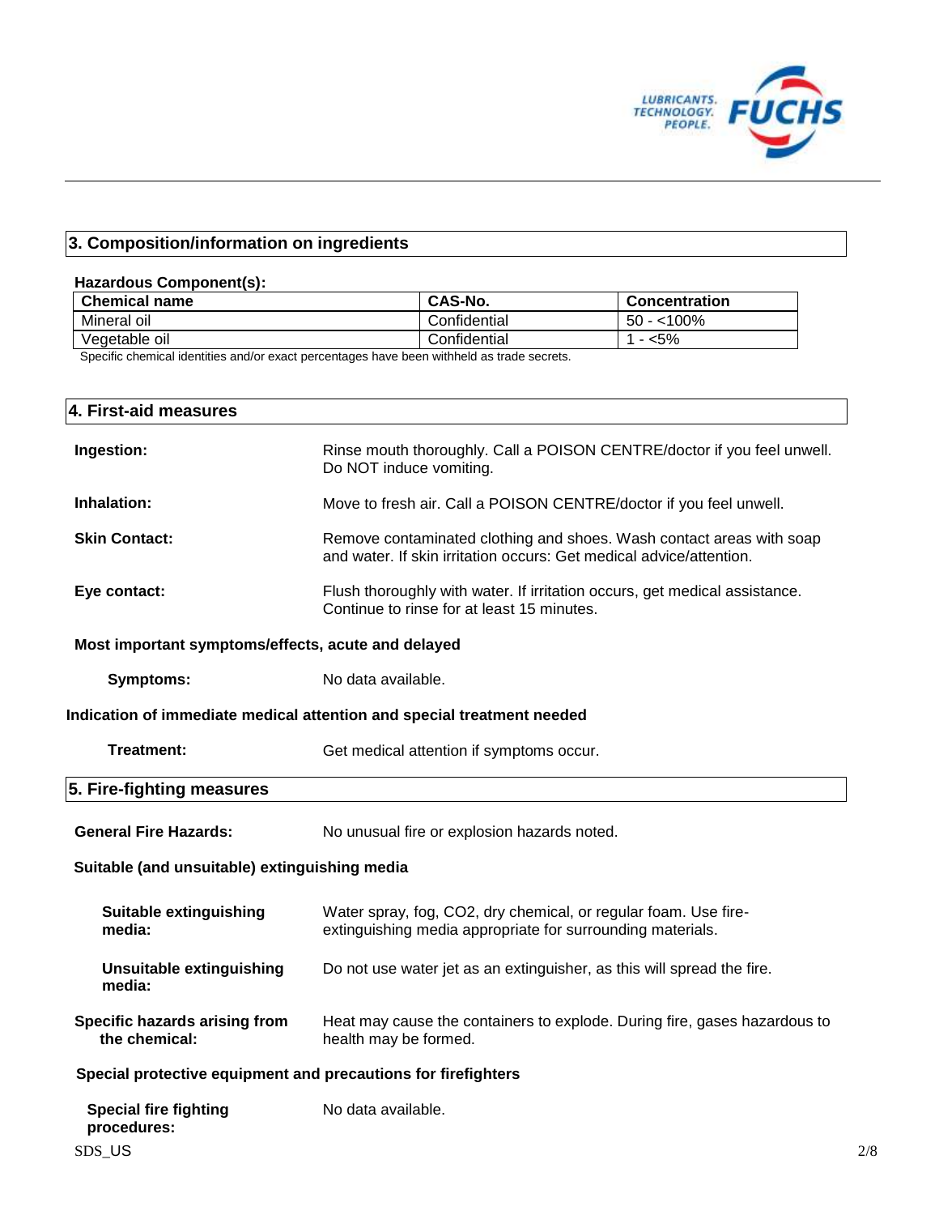## 3. Composition/information on ingredients

**Hazardous Component(s):**

| Chemical name | CAS-No. | Concentration |
| --- | --- | --- |
| Mineral oil | Confidential | 50 - <100% |
| Vegetable oil | Confidential | 1 - <5% |

Specific chemical identities and/or exact percentages have been withheld as trade secrets.

## 4. First-aid measures

**Ingestion:** Rinse mouth thoroughly. Call a POISON CENTRE/doctor if you feel unwell. Do NOT induce vomiting.

**Inhalation:** Move to fresh air. Call a POISON CENTRE/doctor if you feel unwell.

**Skin Contact:** Remove contaminated clothing and shoes. Wash contact areas with soap and water. If skin irritation occurs: Get medical advice/attention.

**Eye contact:** Flush thoroughly with water. If irritation occurs, get medical assistance. Continue to rinse for at least 15 minutes.

**Most important symptoms/effects, acute and delayed**

**Symptoms:** No data available.

**Indication of immediate medical attention and special treatment needed**

**Treatment:** Get medical attention if symptoms occur.

## 5. Fire-fighting measures

**General Fire Hazards:** No unusual fire or explosion hazards noted.

**Suitable (and unsuitable) extinguishing media**

**Suitable extinguishing media:** Water spray, fog, $CO_2$, dry chemical, or regular foam. Use fire-extinguishing media appropriate for surrounding materials.

**Unsuitable extinguishing media:** Do not use water jet as an extinguisher, as this will spread the fire.

**Specific hazards arising from the chemical:** Heat may cause the containers to explode. During fire, gases hazardous to health may be formed.

**Special protective equipment and precautions for firefighters**

**Special fire fighting procedures:** No data available.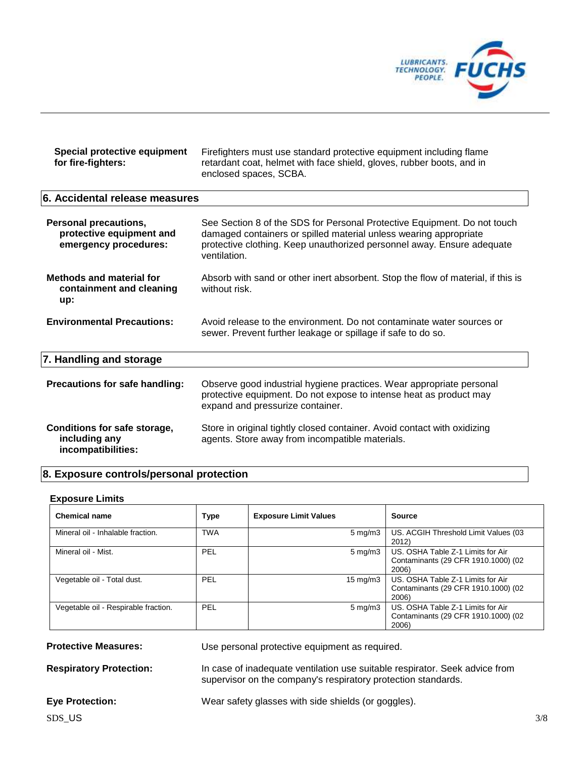**Special protective equipment for fire-fighters:** Firefighters must use standard protective equipment including flame retardant coat, helmet with face shield, gloves, rubber boots, and in enclosed spaces, SCBA.

## 6. Accidental release measures

**Personal precautions, protective equipment and emergency procedures:** See Section 8 of the SDS for Personal Protective Equipment. Do not touch damaged containers or spilled material unless wearing appropriate protective clothing. Keep unauthorized personnel away. Ensure adequate ventilation.

**Methods and material for containment and cleaning up:** Absorb with sand or other inert absorbent. Stop the flow of material, if this is without risk.

**Environmental Precautions:** Avoid release to the environment. Do not contaminate water sources or sewer. Prevent further leakage or spillage if safe to do so.

## 7. Handling and storage

**Precautions for safe handling:** Observe good industrial hygiene practices. Wear appropriate personal protective equipment. Do not expose to intense heat as product may expand and pressurize container.

**Conditions for safe storage, including any incompatibilities:** Store in original tightly closed container. Avoid contact with oxidizing agents. Store away from incompatible materials.

## 8. Exposure controls/personal protection

### Exposure Limits

| Chemical name | Type | Exposure Limit Values | Source |
|---|---|---|---|
| Mineral oil - Inhalable fraction. | TWA | 5 mg/m3 | US. ACGIH Threshold Limit Values (03 2012) |
| Mineral oil - Mist. | PEL | 5 mg/m3 | US. OSHA Table Z-1 Limits for Air Contaminants (29 CFR 1910.1000) (02 2006) |
| Vegetable oil - Total dust. | PEL | 15 mg/m3 | US. OSHA Table Z-1 Limits for Air Contaminants (29 CFR 1910.1000) (02 2006) |
| Vegetable oil - Respirable fraction. | PEL | 5 mg/m3 | US. OSHA Table Z-1 Limits for Air Contaminants (29 CFR 1910.1000) (02 2006) |

**Protective Measures:** Use personal protective equipment as required.

**Respiratory Protection:** In case of inadequate ventilation use suitable respirator. Seek advice from supervisor on the company's respiratory protection standards.

**Eye Protection:** Wear safety glasses with side shields (or goggles).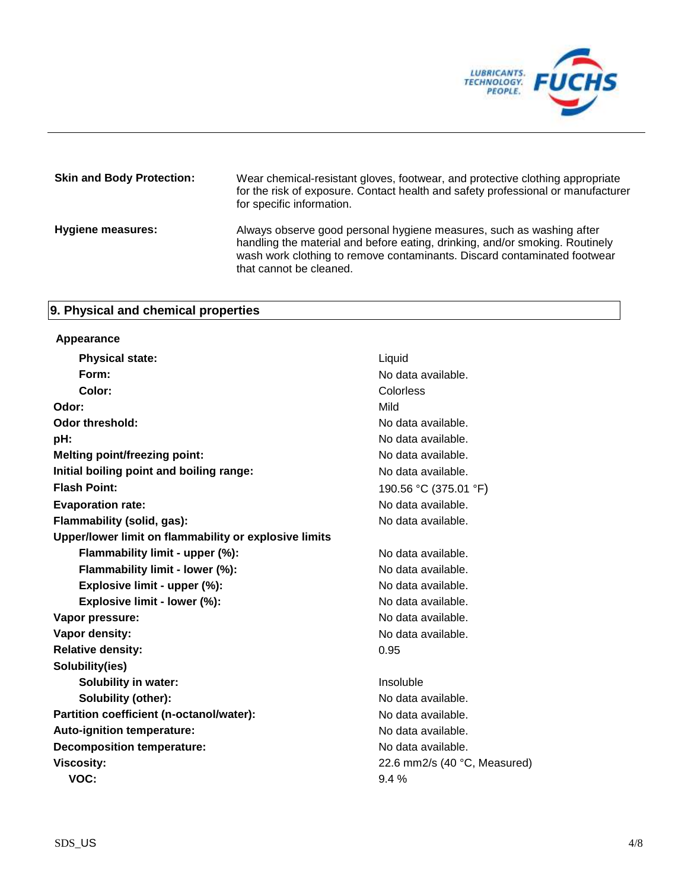**Skin and Body Protection:** Wear chemical-resistant gloves, footwear, and protective clothing appropriate for the risk of exposure. Contact health and safety professional or manufacturer for specific information.

**Hygiene measures:** Always observe good personal hygiene measures, such as washing after handling the material and before eating, drinking, and/or smoking. Routinely wash work clothing to remove contaminants. Discard contaminated footwear that cannot be cleaned.

## 9. Physical and chemical properties

| **Appearance** | |
|---|---|
| **Physical state:** | Liquid |
| **Form:** | No data available. |
| **Color:** | Colorless |
| **Odor:** | Mild |
| **Odor threshold:** | No data available. |
| **pH:** | No data available. |
| **Melting point/freezing point:** | No data available. |
| **Initial boiling point and boiling range:** | No data available. |
| **Flash Point:** | 190.56 °C (375.01 °F) |
| **Evaporation rate:** | No data available. |
| **Flammability (solid, gas):** | No data available. |
| **Upper/lower limit on flammability or explosive limits** | |
| **Flammability limit - upper (%):** | No data available. |
| **Flammability limit - lower (%):** | No data available. |
| **Explosive limit - upper (%):** | No data available. |
| **Explosive limit - lower (%):** | No data available. |
| **Vapor pressure:** | No data available. |
| **Vapor density:** | No data available. |
| **Relative density:** | 0.95 |
| **Solubility(ies)** | |
| **Solubility in water:** | Insoluble |
| **Solubility (other):** | No data available. |
| **Partition coefficient (n-octanol/water):** | No data available. |
| **Auto-ignition temperature:** | No data available. |
| **Decomposition temperature:** | No data available. |
| **Viscosity:** | 22.6 mm2/s (40 °C, Measured) |
| **VOC:** | 9.4 % |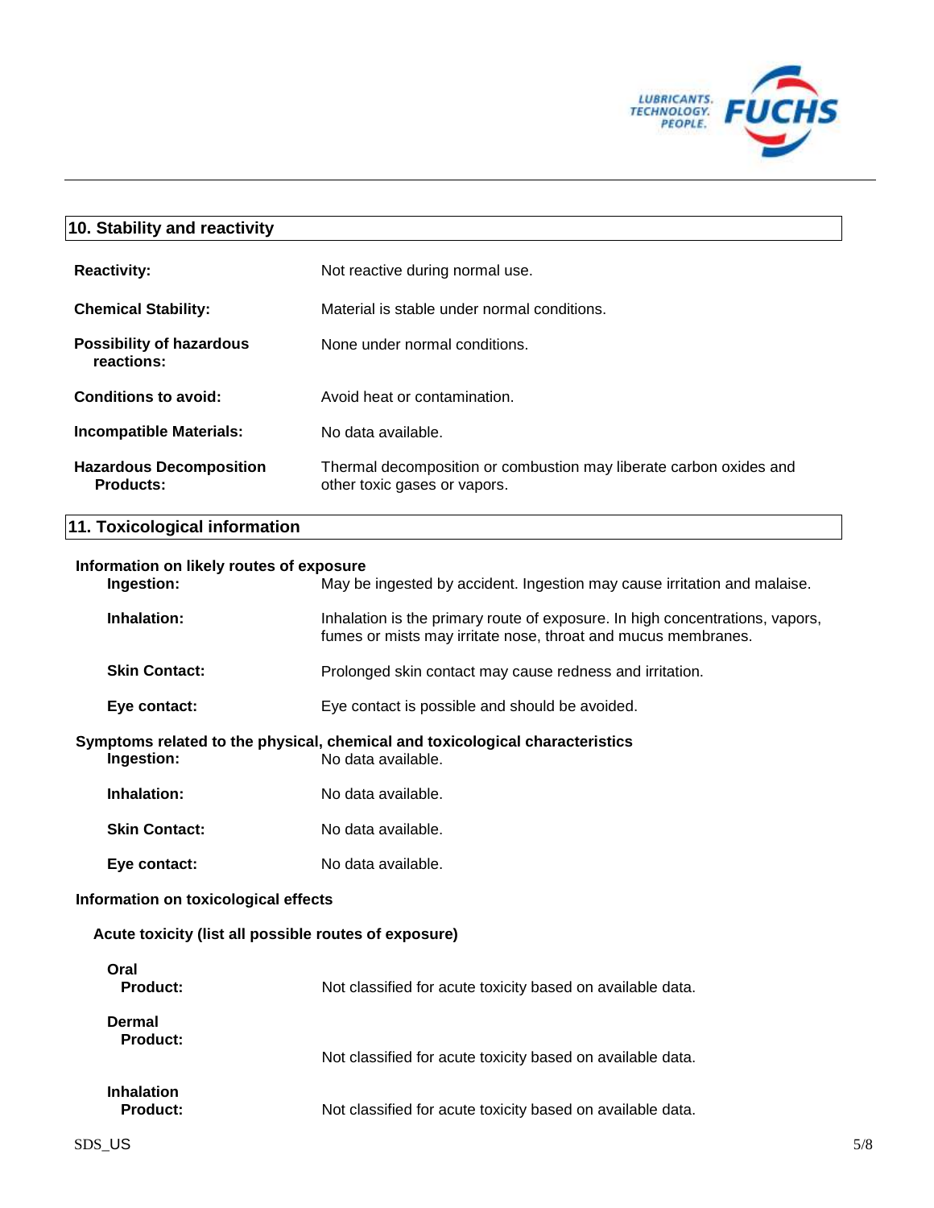## 10. Stability and reactivity

**Reactivity:** Not reactive during normal use.

**Chemical Stability:** Material is stable under normal conditions.

**Possibility of hazardous reactions:** None under normal conditions.

**Conditions to avoid:** Avoid heat or contamination.

**Incompatible Materials:** No data available.

**Hazardous Decomposition Products:** Thermal decomposition or combustion may liberate carbon oxides and other toxic gases or vapors.

## 11. Toxicological information

**Information on likely routes of exposure**

**Ingestion:** May be ingested by accident. Ingestion may cause irritation and malaise.

**Inhalation:** Inhalation is the primary route of exposure. In high concentrations, vapors, fumes or mists may irritate nose, throat and mucus membranes.

**Skin Contact:** Prolonged skin contact may cause redness and irritation.

**Eye contact:** Eye contact is possible and should be avoided.

**Symptoms related to the physical, chemical and toxicological characteristics**

**Ingestion:** No data available.

**Inhalation:** No data available.

**Skin Contact:** No data available.

**Eye contact:** No data available.

**Information on toxicological effects**

**Acute toxicity (list all possible routes of exposure)**

**Oral**
**Product:** Not classified for acute toxicity based on available data.

**Dermal**
**Product:** Not classified for acute toxicity based on available data.

**Inhalation**
**Product:** Not classified for acute toxicity based on available data.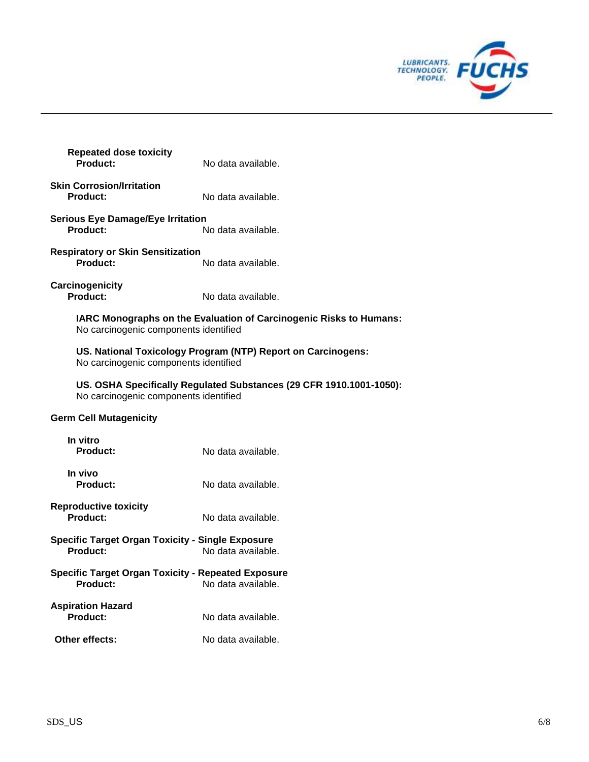**Repeated dose toxicity**

**Product:** No data available.

**Skin Corrosion/Irritation**

**Product:** No data available.

**Serious Eye Damage/Eye Irritation**

**Product:** No data available.

**Respiratory or Skin Sensitization**

**Product:** No data available.

**Carcinogenicity**

**Product:** No data available.

**IARC Monographs on the Evaluation of Carcinogenic Risks to Humans:**
No carcinogenic components identified

**US. National Toxicology Program (NTP) Report on Carcinogens:**
No carcinogenic components identified

**US. OSHA Specifically Regulated Substances (29 CFR 1910.1001-1050):**
No carcinogenic components identified

**Germ Cell Mutagenicity**

**In vitro**

**Product:** No data available.

**In vivo**

**Product:** No data available.

**Reproductive toxicity**

**Product:** No data available.

**Specific Target Organ Toxicity - Single Exposure**

**Product:** No data available.

**Specific Target Organ Toxicity - Repeated Exposure**

**Product:** No data available.

**Aspiration Hazard**

**Product:** No data available.

**Other effects:** No data available.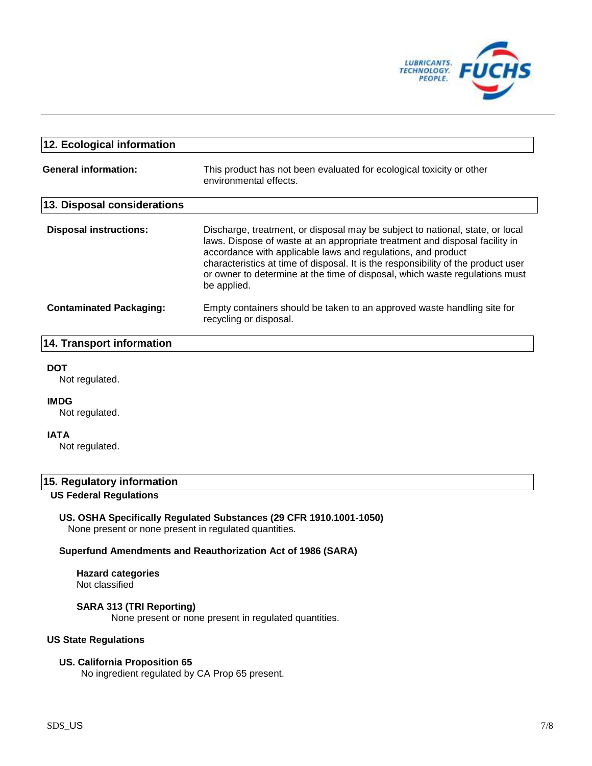## 12. Ecological information

**General information:** This product has not been evaluated for ecological toxicity or other environmental effects.

## 13. Disposal considerations

**Disposal instructions:** Discharge, treatment, or disposal may be subject to national, state, or local laws. Dispose of waste at an appropriate treatment and disposal facility in accordance with applicable laws and regulations, and product characteristics at time of disposal. It is the responsibility of the product user or owner to determine at the time of disposal, which waste regulations must be applied.

**Contaminated Packaging:** Empty containers should be taken to an approved waste handling site for recycling or disposal.

## 14. Transport information

**DOT**

Not regulated.

**IMDG**

Not regulated.

**IATA**

Not regulated.

## 15. Regulatory information

**US Federal Regulations**

**US. OSHA Specifically Regulated Substances (29 CFR 1910.1001-1050)**

None present or none present in regulated quantities.

**Superfund Amendments and Reauthorization Act of 1986 (SARA)**

**Hazard categories**

Not classified

**SARA 313 (TRI Reporting)**

None present or none present in regulated quantities.

**US State Regulations**

**US. California Proposition 65**

No ingredient regulated by CA Prop 65 present.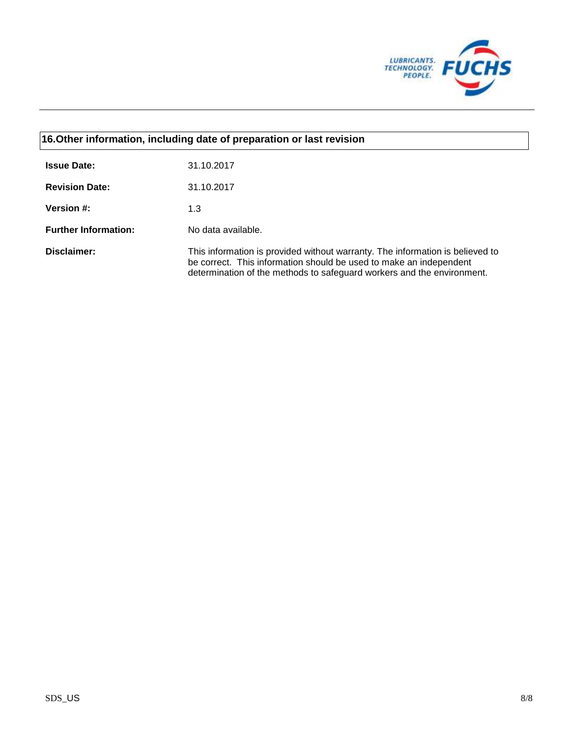## 16. Other information, including date of preparation or last revision

**Issue Date:** 31.10.2017

**Revision Date:** 31.10.2017

**Version #:** 1.3

**Further Information:** No data available.

**Disclaimer:** This information is provided without warranty. The information is believed to be correct. This information should be used to make an independent determination of the methods to safeguard workers and the environment.